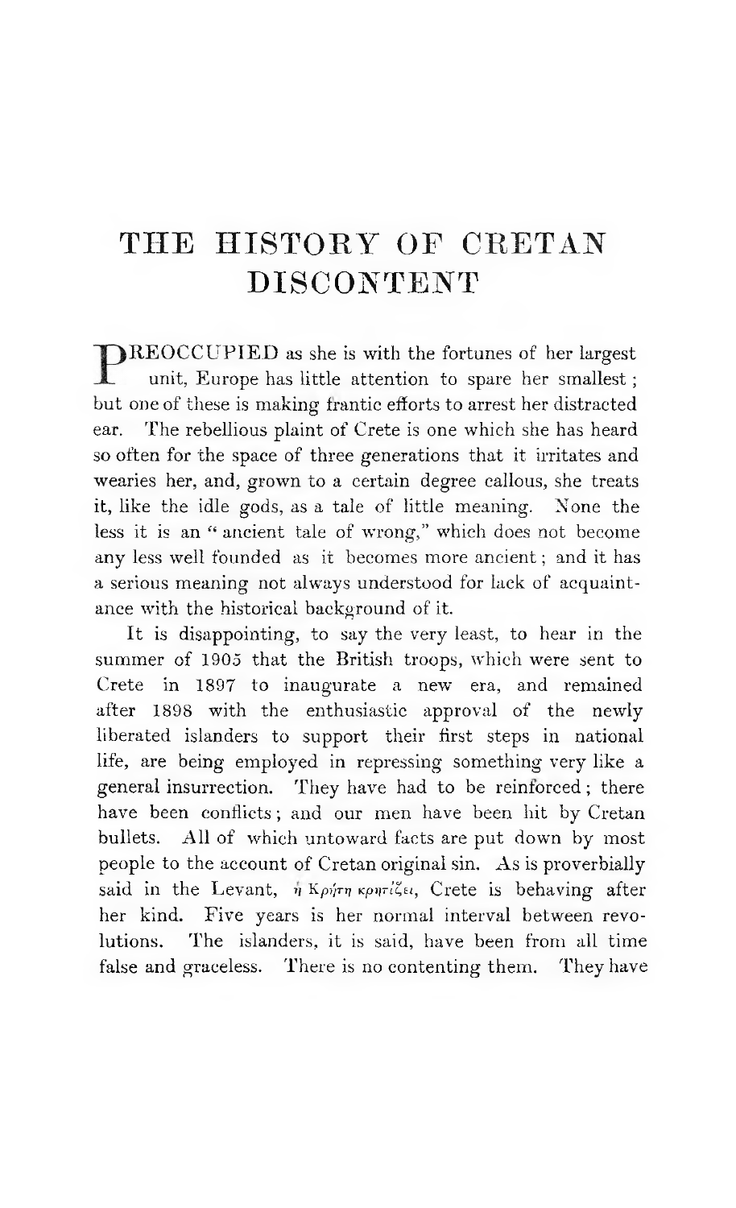# THE HISTORY OF CRETAN DISCONTENT

PREOCCUPIED as she is with the fortunes of her largest unit, Europe has little attention to spare her smallest; but one of these is making frantic efforts to arrest her distracted ear. The rebellious plaint of Crete is one which she has heard so often for the space of three generations that it irritates and wearies her, and, grown to a certain degree callous, she treats it, like the idle gods, as a tale of little meaning. None the less it is an "ancient tale of wrong," which does not become any less well founded as it becomes more ancient; and it has a serious meaning not always understood for lack of acquaintance with the historical background of it.

It is disappointing, to say the very least, to hear in the summer of 1905 that the British troops, which were sent to Crete in 1897 to inaugurate a new era, and remained after 1898 with the enthusiastic approval of the newly liberated islanders to support their first steps in national life, are being employed in repressing something very like a general insurrection. They have had to be reinforced; there have been conflicts; and our men have been hit by Cretan bullets. All of which untoward facts are put down by most people to the account of Cretan original sin. As is proverbially said in the Levant, ἡ Κρήτη κρητίζει, Crete is behaving after her kind. Five years is her normal interval between revolutions. The islanders, it is said, have been from all time false and graceless. There is no contenting them. They have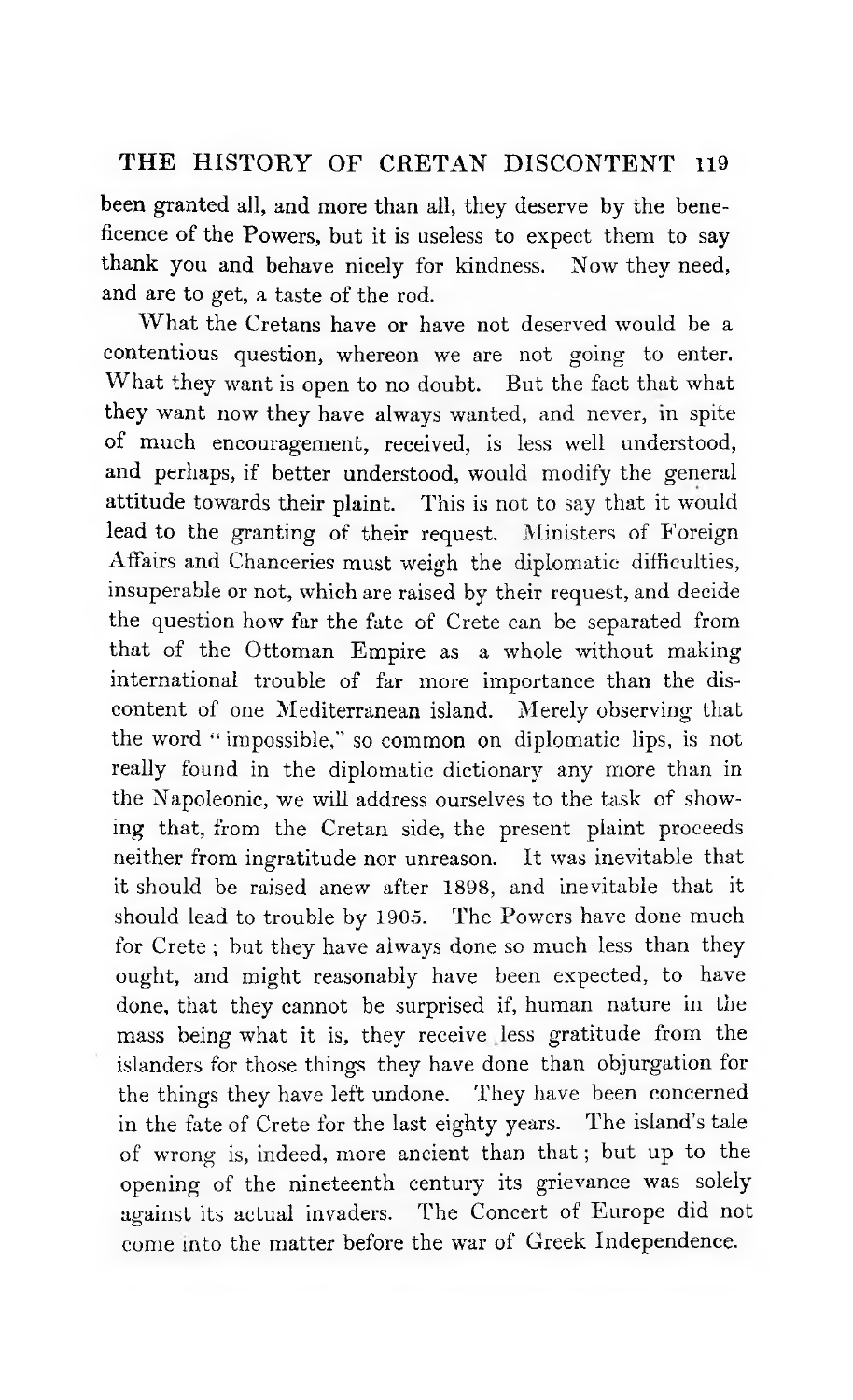been granted all, and more than all, they deserve by the beneficence of the Powers, but it is useless to expect them to say thank you and behave nicely for kindness. Now they need, and are to get, a taste of the rod.

What the Cretans have or have not deserved would be a contentious question, whereon we are not going to enter. What they want is open to no doubt. But the fact that what they want now they have always wanted, and never, in spite of much encouragement, received, is less well understood, and perhaps, if better understood, would modify the general attitude towards their plaint. This is not to say that it would lead to the granting of their request. Ministers of Foreign Affairs and Chanceries must weigh the diplomatic difficulties, insuperable or not, which are raised by their request, and decide the question how far the fate of Crete can be separated from that of the Ottoman Empire as a whole without making international trouble of far more importance than the discontent of one Mediterranean island. Merely observing that the word "impossible," so common on diplomatic lips, is not really found in the diplomatic dictionary any more than in the Napoleonic, we will address ourselves to the task of showing that, from the Cretan side, the present plaint proceeds neither from ingratitude nor unreason. It was inevitable that it should be raised anew after 1898, and inevitable that it should lead to trouble by 1905. The Powers have done much for Crete; but they have always done so much less than they ought, and might reasonably have been expected, to have done, that they cannot be surprised if, human nature in the mass being what it is, they receive less gratitude from the islanders for those things they have done than objurgation for the things they have left undone. They have been concerned in the fate of Crete for the last eighty years. The island's tale of wrong is, indeed, more ancient than that; but up to the opening of the nineteenth century its grievance was solely against its actual invaders. The Concert of Europe did not come into the matter before the war of Greek Independence.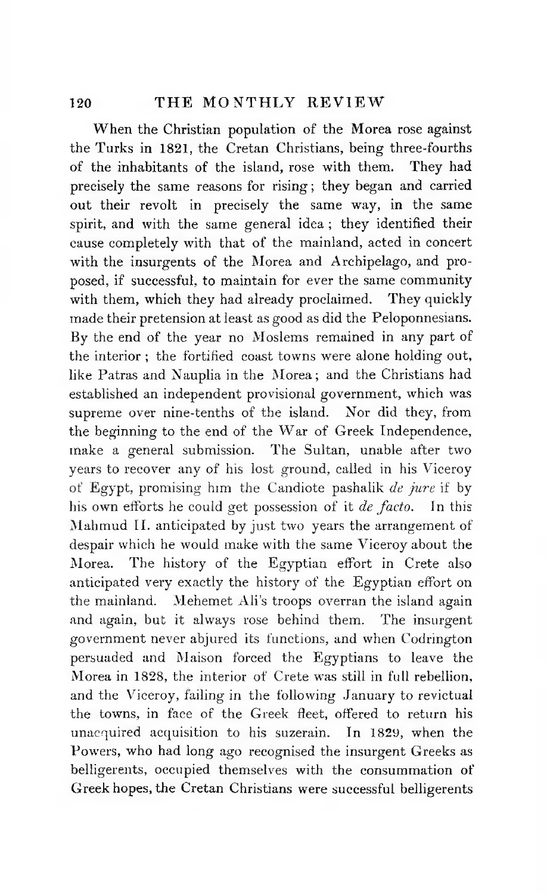When the Christian population of the Morea rose against the Turks in 1821, the Cretan Christians, being three-fourths of the inhabitants of the island, rose with them. They had precisely the same reasons for rising; they began and carried out their revolt in precisely the same way, in the same spirit, and with the same general idea; they identified their cause completely with that of the mainland, acted in concert with the insurgents of the Morea and Archipelago, and proposed, if successful, to maintain for ever the same community with them, which they had already proclaimed. They quickly made their pretension at least as good as did the Peloponnesians. By the end of the year no Moslems remained in any part of the interior; the fortified coast towns were alone holding out, like Patras and Nauplia in the Morea; and the Christians had established an independent provisional government, which was supreme over nine-tenths of the island. Nor did they, from the beginning to the end of the War of Greek Independence, make a general submission. The Sultan, unable after two years to recover any of his lost ground, called in his Viceroy of Egypt, promising him the Candiote pashalik *de jure* if by his own efforts he could get possession of it *de facto*. In this Mahmud II. anticipated by just two years the arrangement of despair which he would make with the same Viceroy about the Morea. The history of the Egyptian effort in Crete also anticipated very exactly the history of the Egyptian effort on the mainland. Mehemet Ali's troops overran the island again and again, but it always rose behind them. The insurgent government never abjured its functions, and when Codrington persuaded and Maison forced the Egyptians to leave the Morea in 1828, the interior of Crete was still in full rebellion, and the Viceroy, failing in the following January to revictual the towns, in face of the Greek fleet, offered to return his unacquired acquisition to his suzerain. In 1829, when the Powers, who had long ago recognised the insurgent Greeks as belligerents, occupied themselves with the consummation of Greek hopes, the Cretan Christians were successful belligerents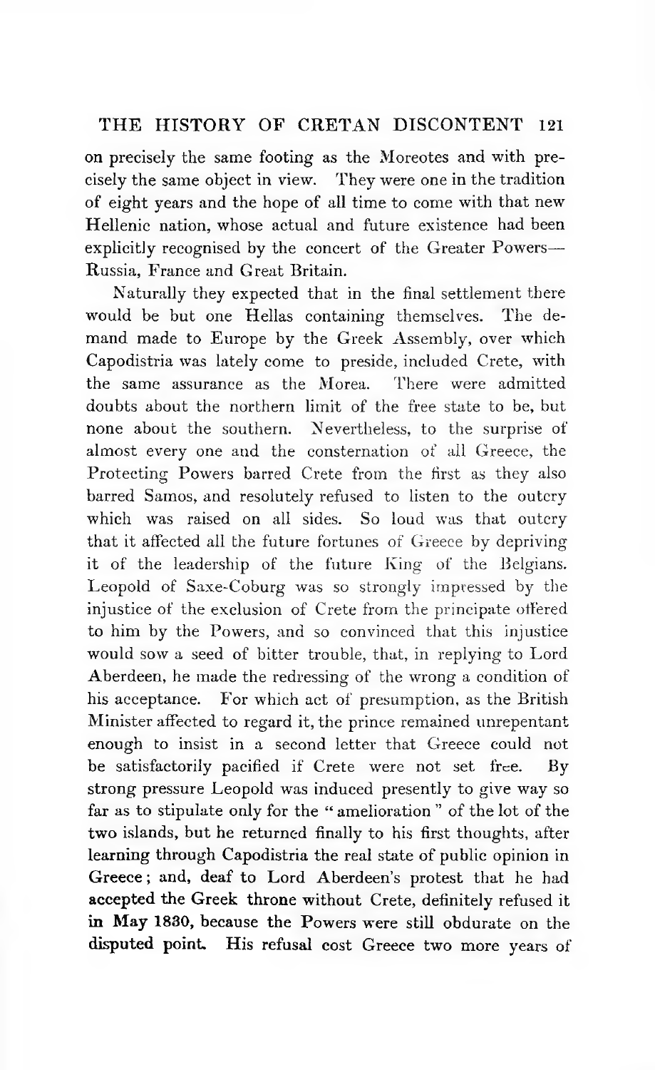on precisely the same footing as the Moreotes and with precisely the same object in view. They were one in the tradition of eight years and the hope of all time to come with that new Hellenic nation, whose actual and future existence had been explicitly recognised by the concert of the Greater Powers—Russia, France and Great Britain.

Naturally they expected that in the final settlement there would be but one Hellas containing themselves. The demand made to Europe by the Greek Assembly, over which Capodistria was lately come to preside, included Crete, with the same assurance as the Morea. There were admitted doubts about the northern limit of the free state to be, but none about the southern. Nevertheless, to the surprise of almost every one and the consternation of all Greece, the Protecting Powers barred Crete from the first as they also barred Samos, and resolutely refused to listen to the outcry which was raised on all sides. So loud was that outcry that it affected all the future fortunes of Greece by depriving it of the leadership of the future King of the Belgians. Leopold of Saxe-Coburg was so strongly impressed by the injustice of the exclusion of Crete from the principate offered to him by the Powers, and so convinced that this injustice would sow a seed of bitter trouble, that, in replying to Lord Aberdeen, he made the redressing of the wrong a condition of his acceptance. For which act of presumption, as the British Minister affected to regard it, the prince remained unrepentant enough to insist in a second letter that Greece could not be satisfactorily pacified if Crete were not set free. By strong pressure Leopold was induced presently to give way so far as to stipulate only for the "amelioration" of the lot of the two islands, but he returned finally to his first thoughts, after learning through Capodistria the real state of public opinion in Greece; and, deaf to Lord Aberdeen's protest that he had accepted the Greek throne without Crete, definitely refused it in May 1830, because the Powers were still obdurate on the disputed point. His refusal cost Greece two more years of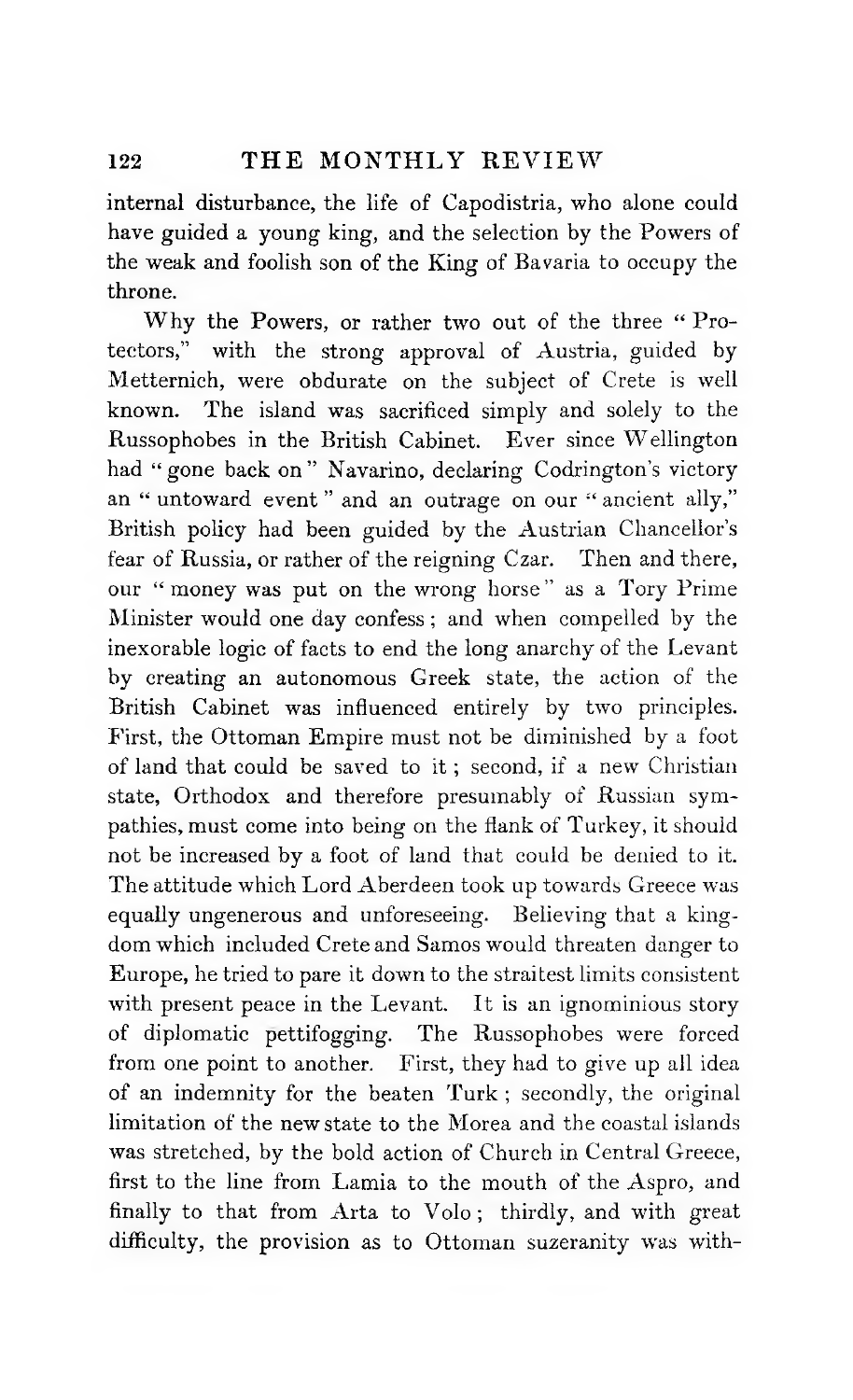internal disturbance, the life of Capodistria, who alone could have guided a young king, and the selection by the Powers of the weak and foolish son of the King of Bavaria to occupy the throne.

Why the Powers, or rather two out of the three "Protectors," with the strong approval of Austria, guided by Metternich, were obdurate on the subject of Crete is well known. The island was sacrificed simply and solely to the Russophobes in the British Cabinet. Ever since Wellington had "gone back on" Navarino, declaring Codrington's victory an "untoward event" and an outrage on our "ancient ally," British policy had been guided by the Austrian Chancellor's fear of Russia, or rather of the reigning Czar. Then and there, our "money was put on the wrong horse" as a Tory Prime Minister would one day confess; and when compelled by the inexorable logic of facts to end the long anarchy of the Levant by creating an autonomous Greek state, the action of the British Cabinet was influenced entirely by two principles. First, the Ottoman Empire must not be diminished by a foot of land that could be saved to it; second, if a new Christian state, Orthodox and therefore presumably of Russian sympathies, must come into being on the flank of Turkey, it should not be increased by a foot of land that could be denied to it. The attitude which Lord Aberdeen took up towards Greece was equally ungenerous and unforeseeing. Believing that a kingdom which included Crete and Samos would threaten danger to Europe, he tried to pare it down to the straitest limits consistent with present peace in the Levant. It is an ignominious story of diplomatic pettifogging. The Russophobes were forced from one point to another. First, they had to give up all idea of an indemnity for the beaten Turk; secondly, the original limitation of the new state to the Morea and the coastal islands was stretched, by the bold action of Church in Central Greece, first to the line from Lamia to the mouth of the Aspro, and finally to that from Arta to Volo; thirdly, and with great difficulty, the provision as to Ottoman suzeranity was with-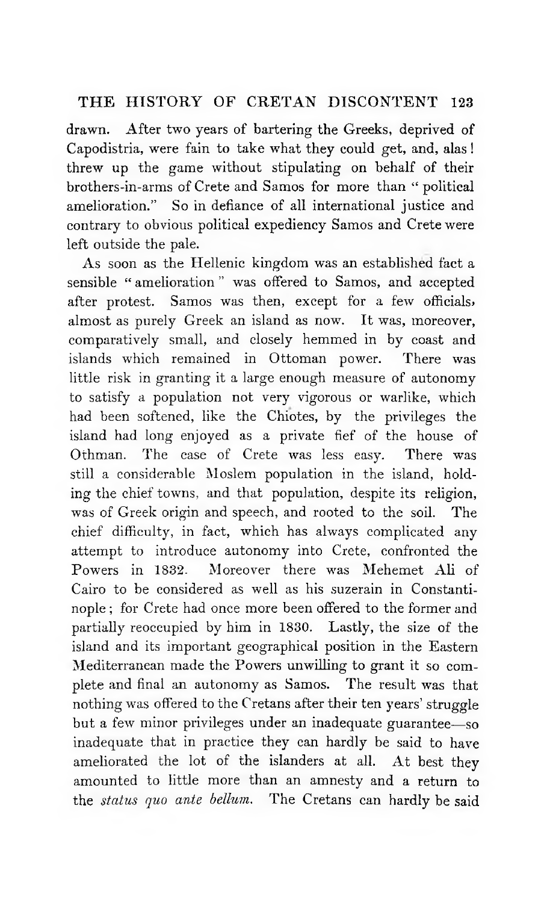drawn. After two years of bartering the Greeks, deprived of Capodistria, were fain to take what they could get, and, alas! threw up the game without stipulating on behalf of their brothers-in-arms of Crete and Samos for more than "political amelioration." So in defiance of all international justice and contrary to obvious political expediency Samos and Crete were left outside the pale.

As soon as the Hellenic kingdom was an established fact a sensible "amelioration" was offered to Samos, and accepted after protest. Samos was then, except for a few officials, almost as purely Greek an island as now. It was, moreover, comparatively small, and closely hemmed in by coast and islands which remained in Ottoman power. There was little risk in granting it a large enough measure of autonomy to satisfy a population not very vigorous or warlike, which had been softened, like the Chiotes, by the privileges the island had long enjoyed as a private fief of the house of Othman. The case of Crete was less easy. There was still a considerable Moslem population in the island, holding the chief towns, and that population, despite its religion, was of Greek origin and speech, and rooted to the soil. The chief difficulty, in fact, which has always complicated any attempt to introduce autonomy into Crete, confronted the Powers in 1832. Moreover there was Mehemet Ali of Cairo to be considered as well as his suzerain in Constantinople; for Crete had once more been offered to the former and partially reoccupied by him in 1830. Lastly, the size of the island and its important geographical position in the Eastern Mediterranean made the Powers unwilling to grant it so complete and final an autonomy as Samos. The result was that nothing was offered to the Cretans after their ten years' struggle but a few minor privileges under an inadequate guarantee—so inadequate that in practice they can hardly be said to have ameliorated the lot of the islanders at all. At best they amounted to little more than an amnesty and a return to the *status quo ante bellum*. The Cretans can hardly be said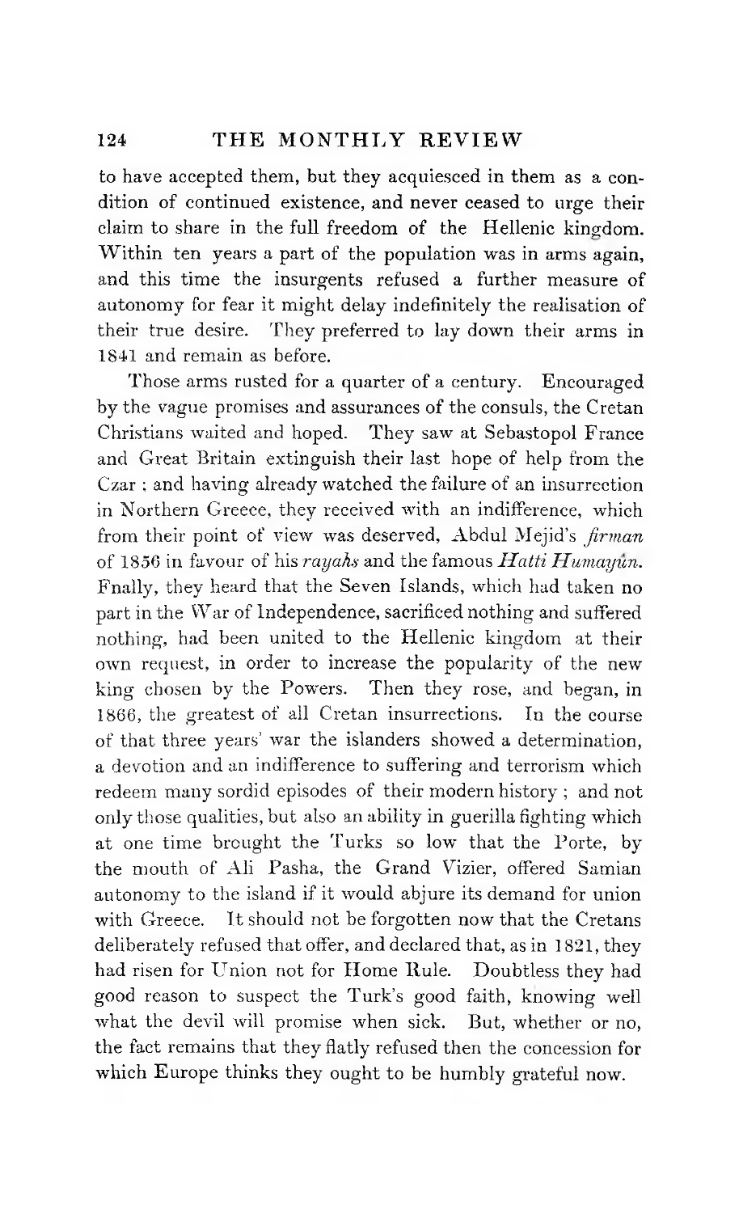to have accepted them, but they acquiesced in them as a condition of continued existence, and never ceased to urge their claim to share in the full freedom of the Hellenic kingdom. Within ten years a part of the population was in arms again, and this time the insurgents refused a further measure of autonomy for fear it might delay indefinitely the realisation of their true desire. They preferred to lay down their arms in 1841 and remain as before.

Those arms rusted for a quarter of a century. Encouraged by the vague promises and assurances of the consuls, the Cretan Christians waited and hoped. They saw at Sebastopol France and Great Britain extinguish their last hope of help from the Czar; and having already watched the failure of an insurrection in Northern Greece, they received with an indifference, which from their point of view was deserved, Abdul Mejid's *firman* of 1856 in favour of his *rayahs* and the famous *Hatti Humayûn*. Fnally, they heard that the Seven Islands, which had taken no part in the War of Independence, sacrificed nothing and suffered nothing, had been united to the Hellenic kingdom at their own request, in order to increase the popularity of the new king chosen by the Powers. Then they rose, and began, in 1866, the greatest of all Cretan insurrections. In the course of that three years' war the islanders showed a determination, a devotion and an indifference to suffering and terrorism which redeem many sordid episodes of their modern history; and not only those qualities, but also an ability in guerilla fighting which at one time brought the Turks so low that the Porte, by the mouth of Ali Pasha, the Grand Vizier, offered Samian autonomy to the island if it would abjure its demand for union with Greece. It should not be forgotten now that the Cretans deliberately refused that offer, and declared that, as in 1821, they had risen for Union not for Home Rule. Doubtless they had good reason to suspect the Turk's good faith, knowing well what the devil will promise when sick. But, whether or no, the fact remains that they flatly refused then the concession for which Europe thinks they ought to be humbly grateful now.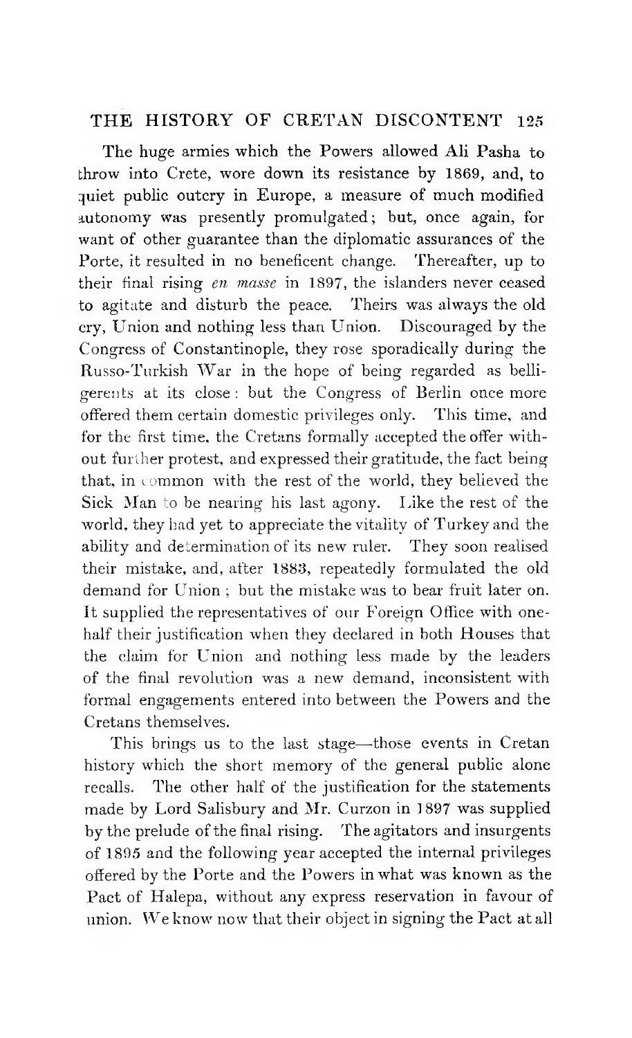The huge armies which the Powers allowed Ali Pasha to throw into Crete, wore down its resistance by 1869, and, to quiet public outcry in Europe, a measure of much modified autonomy was presently promulgated; but, once again, for want of other guarantee than the diplomatic assurances of the Porte, it resulted in no beneficent change. Thereafter, up to their final rising *en masse* in 1897, the islanders never ceased to agitate and disturb the peace. Theirs was always the old cry, Union and nothing less than Union. Discouraged by the Congress of Constantinople, they rose sporadically during the Russo-Turkish War in the hope of being regarded as belligerents at its close: but the Congress of Berlin once more offered them certain domestic privileges only. This time, and for the first time, the Cretans formally accepted the offer without further protest, and expressed their gratitude, the fact being that, in common with the rest of the world, they believed the Sick Man to be nearing his last agony. Like the rest of the world, they had yet to appreciate the vitality of Turkey and the ability and determination of its new ruler. They soon realised their mistake, and, after 1883, repeatedly formulated the old demand for Union; but the mistake was to bear fruit later on. It supplied the representatives of our Foreign Office with one-half their justification when they declared in both Houses that the claim for Union and nothing less made by the leaders of the final revolution was a new demand, inconsistent with formal engagements entered into between the Powers and the Cretans themselves.

This brings us to the last stage—those events in Cretan history which the short memory of the general public alone recalls. The other half of the justification for the statements made by Lord Salisbury and Mr. Curzon in 1897 was supplied by the prelude of the final rising. The agitators and insurgents of 1895 and the following year accepted the internal privileges offered by the Porte and the Powers in what was known as the Pact of Halepa, without any express reservation in favour of union. We know now that their object in signing the Pact at all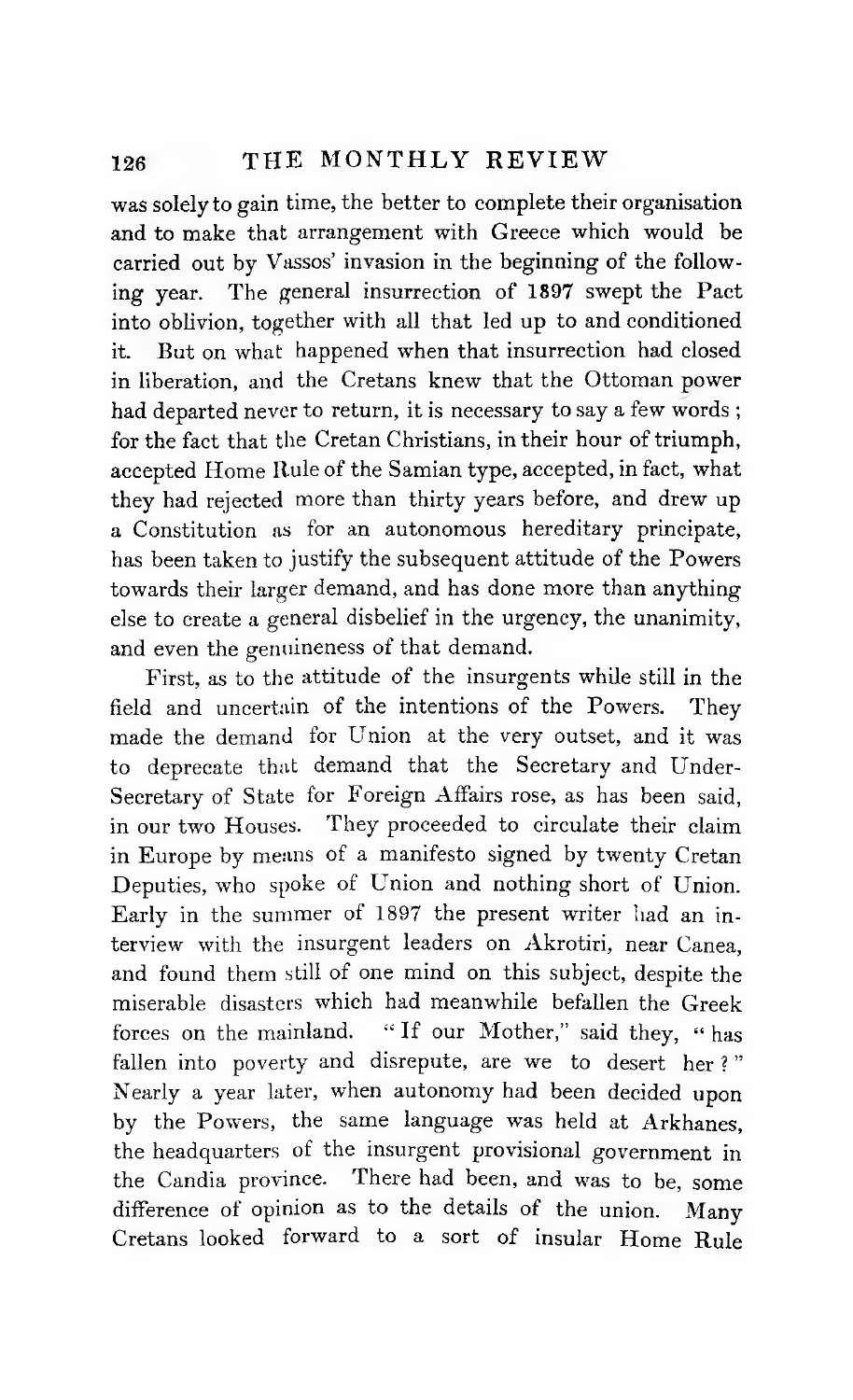was solely to gain time, the better to complete their organisation and to make that arrangement with Greece which would be carried out by Vassos' invasion in the beginning of the following year. The general insurrection of 1897 swept the Pact into oblivion, together with all that led up to and conditioned it. But on what happened when that insurrection had closed in liberation, and the Cretans knew that the Ottoman power had departed never to return, it is necessary to say a few words; for the fact that the Cretan Christians, in their hour of triumph, accepted Home Rule of the Samian type, accepted, in fact, what they had rejected more than thirty years before, and drew up a Constitution as for an autonomous hereditary principate, has been taken to justify the subsequent attitude of the Powers towards their larger demand, and has done more than anything else to create a general disbelief in the urgency, the unanimity, and even the genuineness of that demand.

First, as to the attitude of the insurgents while still in the field and uncertain of the intentions of the Powers. They made the demand for Union at the very outset, and it was to deprecate that demand that the Secretary and Under-Secretary of State for Foreign Affairs rose, as has been said, in our two Houses. They proceeded to circulate their claim in Europe by means of a manifesto signed by twenty Cretan Deputies, who spoke of Union and nothing short of Union. Early in the summer of 1897 the present writer had an interview with the insurgent leaders on Akrotiri, near Canea, and found them still of one mind on this subject, despite the miserable disasters which had meanwhile befallen the Greek forces on the mainland. "If our Mother," said they, "has fallen into poverty and disrepute, are we to desert her?" Nearly a year later, when autonomy had been decided upon by the Powers, the same language was held at Arkhanes, the headquarters of the insurgent provisional government in the Candia province. There had been, and was to be, some difference of opinion as to the details of the union. Many Cretans looked forward to a sort of insular Home Rule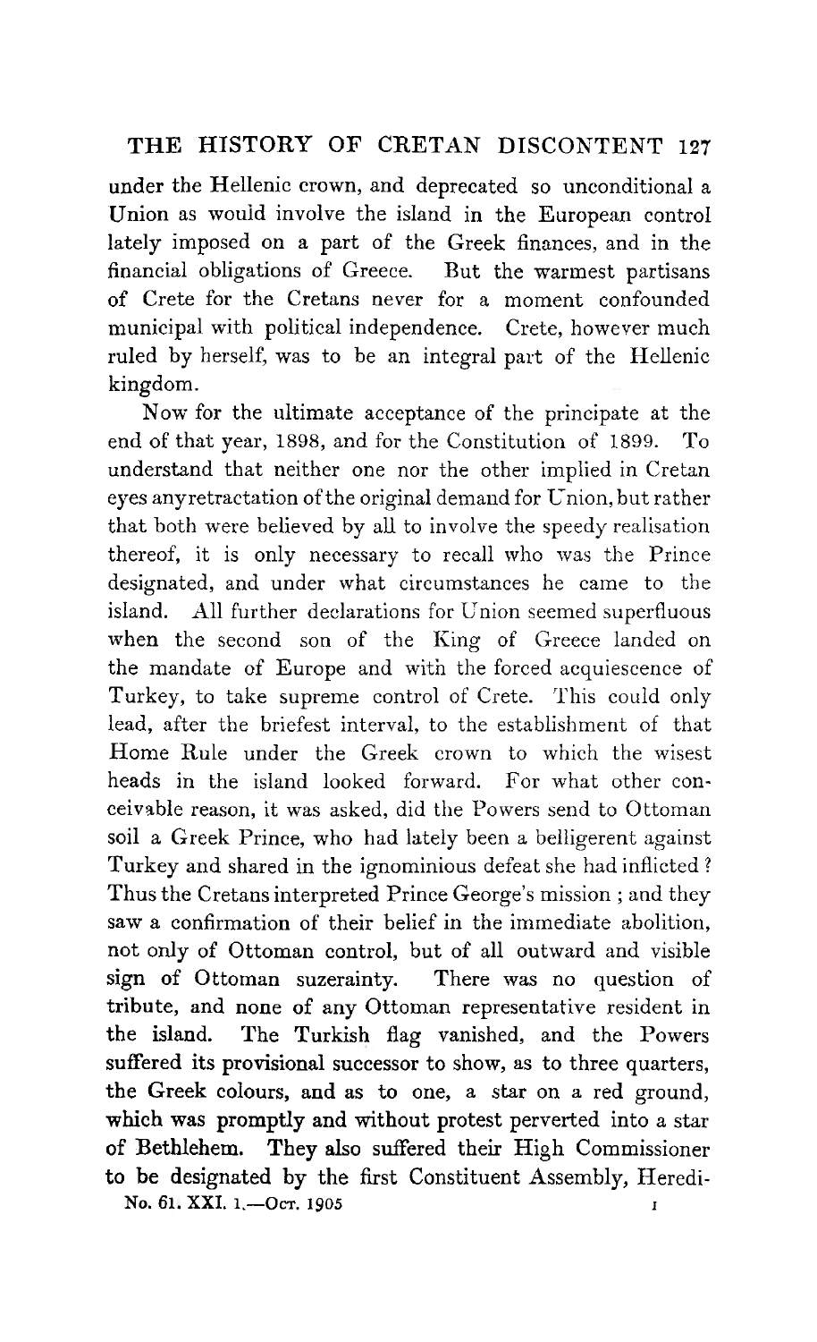under the Hellenic crown, and deprecated so unconditional a Union as would involve the island in the European control lately imposed on a part of the Greek finances, and in the financial obligations of Greece. But the warmest partisans of Crete for the Cretans never for a moment confounded municipal with political independence. Crete, however much ruled by herself, was to be an integral part of the Hellenic kingdom.

Now for the ultimate acceptance of the principate at the end of that year, 1898, and for the Constitution of 1899. To understand that neither one nor the other implied in Cretan eyes any retractation of the original demand for Union, but rather that both were believed by all to involve the speedy realisation thereof, it is only necessary to recall who was the Prince designated, and under what circumstances he came to the island. All further declarations for Union seemed superfluous when the second son of the King of Greece landed on the mandate of Europe and with the forced acquiescence of Turkey, to take supreme control of Crete. This could only lead, after the briefest interval, to the establishment of that Home Rule under the Greek crown to which the wisest heads in the island looked forward. For what other conceivable reason, it was asked, did the Powers send to Ottoman soil a Greek Prince, who had lately been a belligerent against Turkey and shared in the ignominious defeat she had inflicted? Thus the Cretans interpreted Prince George's mission; and they saw a confirmation of their belief in the immediate abolition, not only of Ottoman control, but of all outward and visible sign of Ottoman suzerainty. There was no question of tribute, and none of any Ottoman representative resident in the island. The Turkish flag vanished, and the Powers suffered its provisional successor to show, as to three quarters, the Greek colours, and as to one, a star on a red ground, which was promptly and without protest perverted into a star of Bethlehem. They also suffered their High Commissioner to be designated by the first Constituent Assembly, Heredi-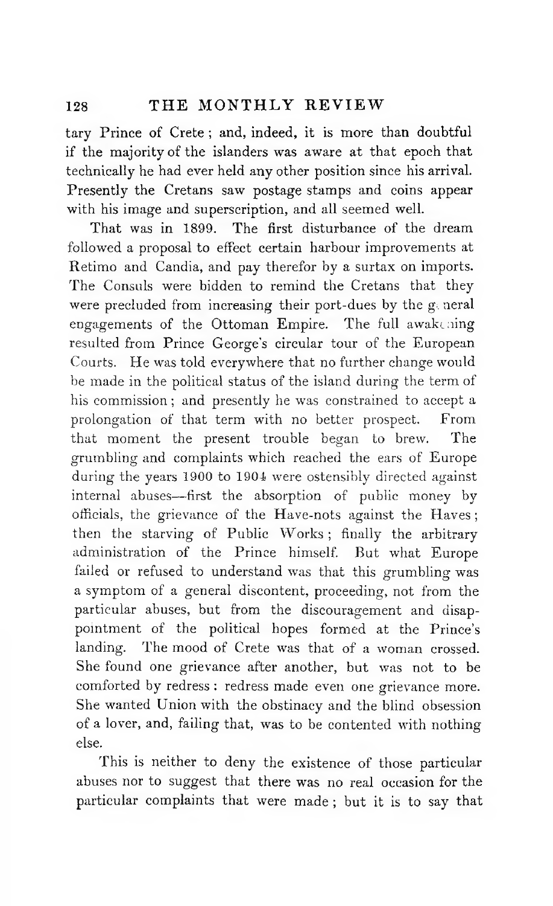tary Prince of Crete; and, indeed, it is more than doubtful if the majority of the islanders was aware at that epoch that technically he had ever held any other position since his arrival. Presently the Cretans saw postage stamps and coins appear with his image and superscription, and all seemed well.

That was in 1899. The first disturbance of the dream followed a proposal to effect certain harbour improvements at Retimo and Candia, and pay therefor by a surtax on imports. The Consuls were bidden to remind the Cretans that they were precluded from increasing their port-dues by the general engagements of the Ottoman Empire. The full awakening resulted from Prince George's circular tour of the European Courts. He was told everywhere that no further change would be made in the political status of the island during the term of his commission; and presently he was constrained to accept a prolongation of that term with no better prospect. From that moment the present trouble began to brew. The grumbling and complaints which reached the ears of Europe during the years 1900 to 1904 were ostensibly directed against internal abuses—first the absorption of public money by officials, the grievance of the Have-nots against the Haves; then the starving of Public Works; finally the arbitrary administration of the Prince himself. But what Europe failed or refused to understand was that this grumbling was a symptom of a general discontent, proceeding, not from the particular abuses, but from the discouragement and disappointment of the political hopes formed at the Prince's landing. The mood of Crete was that of a woman crossed. She found one grievance after another, but was not to be comforted by redress: redress made even one grievance more. She wanted Union with the obstinacy and the blind obsession of a lover, and, failing that, was to be contented with nothing else.

This is neither to deny the existence of those particular abuses nor to suggest that there was no real occasion for the particular complaints that were made; but it is to say that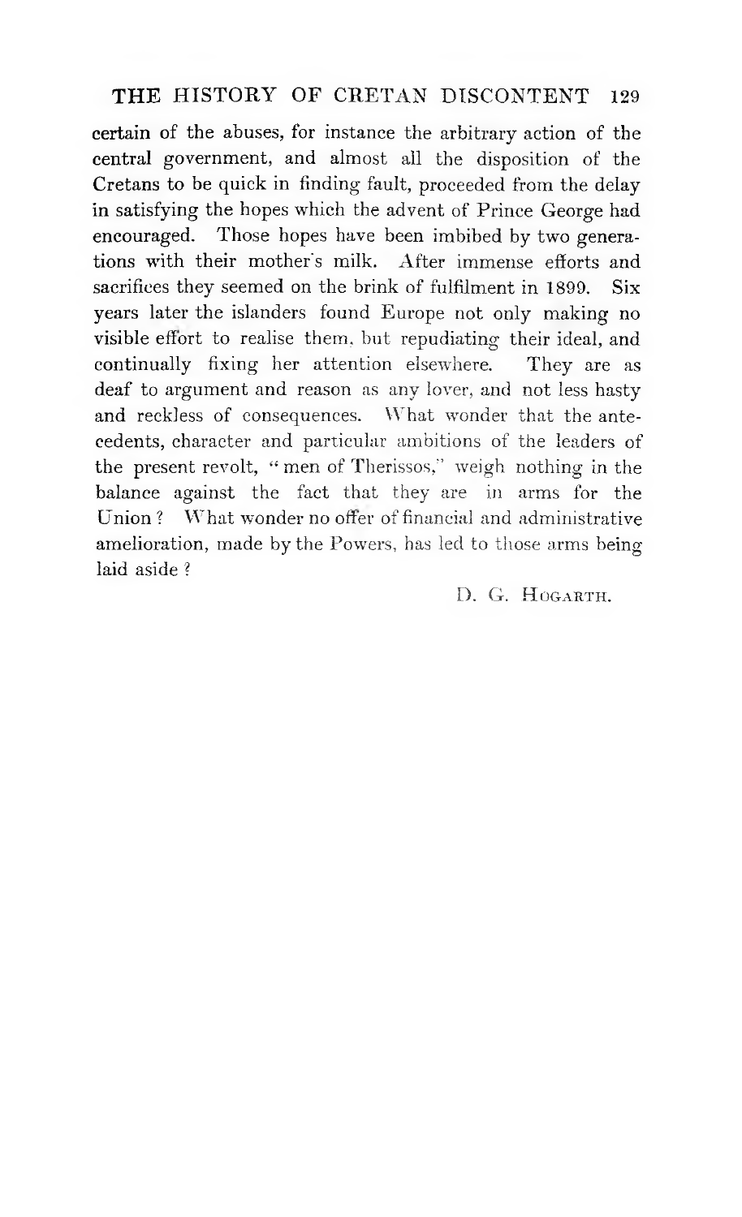certain of the abuses, for instance the arbitrary action of the central government, and almost all the disposition of the Cretans to be quick in finding fault, proceeded from the delay in satisfying the hopes which the advent of Prince George had encouraged. Those hopes have been imbibed by two generations with their mother's milk. After immense efforts and sacrifices they seemed on the brink of fulfilment in 1899. Six years later the islanders found Europe not only making no visible effort to realise them, but repudiating their ideal, and continually fixing her attention elsewhere. They are as deaf to argument and reason as any lover, and not less hasty and reckless of consequences. What wonder that the antecedents, character and particular ambitions of the leaders of the present revolt, "men of Therissos," weigh nothing in the balance against the fact that they are in arms for the Union? What wonder no offer of financial and administrative amelioration, made by the Powers, has led to those arms being laid aside?

D. G. Hogarth.